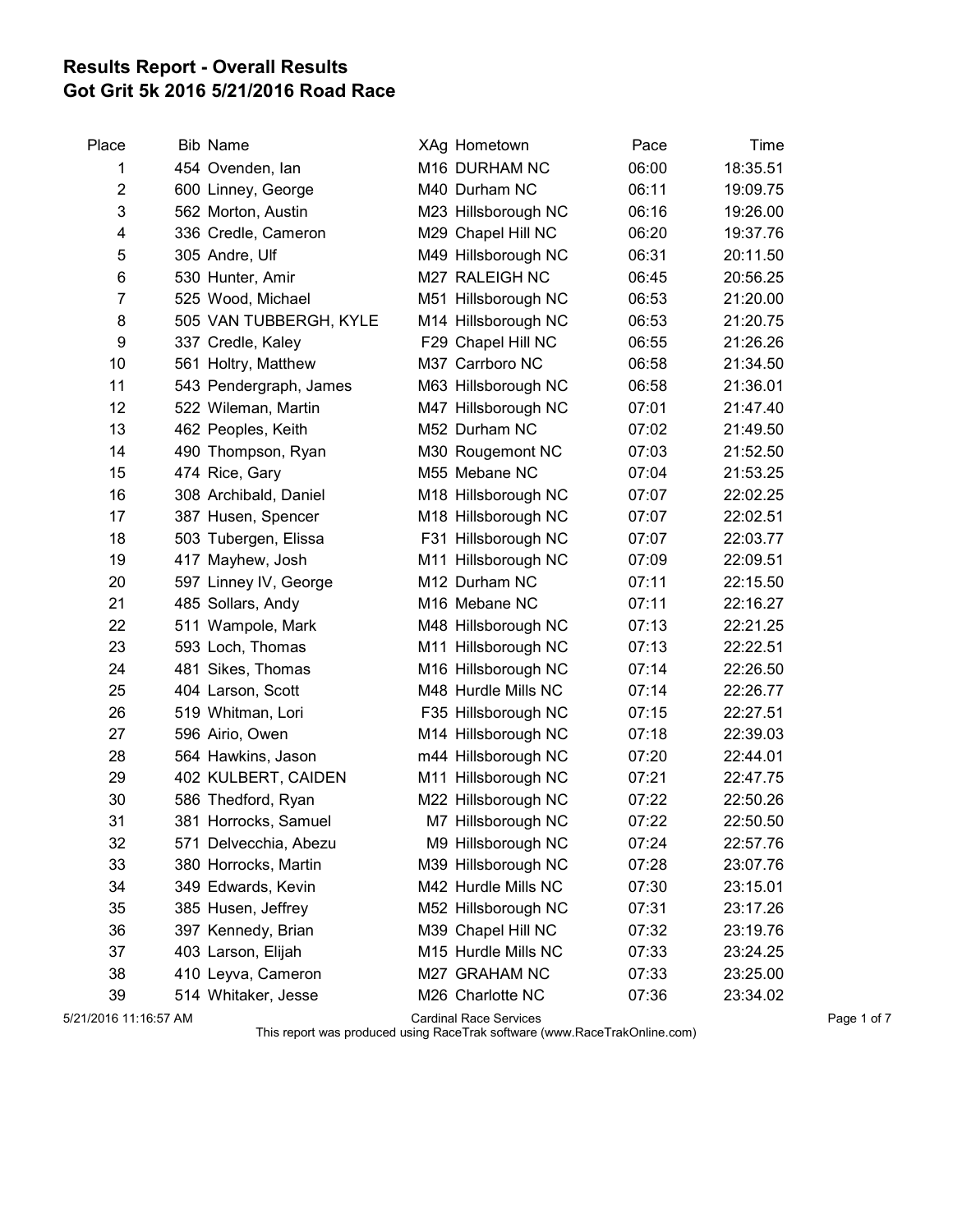## Results Report - Overall Results
## Got Grit 5k 2016 5/21/2016 Road Race

| Place | Bib | Name | XAg | Hometown | Pace | Time |
|---|---|---|---|---|---|---|
| 1 | 454 | Ovenden, Ian | M16 | DURHAM NC | 06:00 | 18:35.51 |
| 2 | 600 | Linney, George | M40 | Durham NC | 06:11 | 19:09.75 |
| 3 | 562 | Morton, Austin | M23 | Hillsborough NC | 06:16 | 19:26.00 |
| 4 | 336 | Credle, Cameron | M29 | Chapel Hill NC | 06:20 | 19:37.76 |
| 5 | 305 | Andre, Ulf | M49 | Hillsborough NC | 06:31 | 20:11.50 |
| 6 | 530 | Hunter, Amir | M27 | RALEIGH NC | 06:45 | 20:56.25 |
| 7 | 525 | Wood, Michael | M51 | Hillsborough NC | 06:53 | 21:20.00 |
| 8 | 505 | VAN TUBBERGH, KYLE | M14 | Hillsborough NC | 06:53 | 21:20.75 |
| 9 | 337 | Credle, Kaley | F29 | Chapel Hill NC | 06:55 | 21:26.26 |
| 10 | 561 | Holtry, Matthew | M37 | Carrboro NC | 06:58 | 21:34.50 |
| 11 | 543 | Pendergraph, James | M63 | Hillsborough NC | 06:58 | 21:36.01 |
| 12 | 522 | Wileman, Martin | M47 | Hillsborough NC | 07:01 | 21:47.40 |
| 13 | 462 | Peoples, Keith | M52 | Durham NC | 07:02 | 21:49.50 |
| 14 | 490 | Thompson, Ryan | M30 | Rougemont NC | 07:03 | 21:52.50 |
| 15 | 474 | Rice, Gary | M55 | Mebane NC | 07:04 | 21:53.25 |
| 16 | 308 | Archibald, Daniel | M18 | Hillsborough NC | 07:07 | 22:02.25 |
| 17 | 387 | Husen, Spencer | M18 | Hillsborough NC | 07:07 | 22:02.51 |
| 18 | 503 | Tubergen, Elissa | F31 | Hillsborough NC | 07:07 | 22:03.77 |
| 19 | 417 | Mayhew, Josh | M11 | Hillsborough NC | 07:09 | 22:09.51 |
| 20 | 597 | Linney IV, George | M12 | Durham NC | 07:11 | 22:15.50 |
| 21 | 485 | Sollars, Andy | M16 | Mebane NC | 07:11 | 22:16.27 |
| 22 | 511 | Wampole, Mark | M48 | Hillsborough NC | 07:13 | 22:21.25 |
| 23 | 593 | Loch, Thomas | M11 | Hillsborough NC | 07:13 | 22:22.51 |
| 24 | 481 | Sikes, Thomas | M16 | Hillsborough NC | 07:14 | 22:26.50 |
| 25 | 404 | Larson, Scott | M48 | Hurdle Mills NC | 07:14 | 22:26.77 |
| 26 | 519 | Whitman, Lori | F35 | Hillsborough NC | 07:15 | 22:27.51 |
| 27 | 596 | Airio, Owen | M14 | Hillsborough NC | 07:18 | 22:39.03 |
| 28 | 564 | Hawkins, Jason | m44 | Hillsborough NC | 07:20 | 22:44.01 |
| 29 | 402 | KULBERT, CAIDEN | M11 | Hillsborough NC | 07:21 | 22:47.75 |
| 30 | 586 | Thedford, Ryan | M22 | Hillsborough NC | 07:22 | 22:50.26 |
| 31 | 381 | Horrocks, Samuel | M7 | Hillsborough NC | 07:22 | 22:50.50 |
| 32 | 571 | Delvecchia, Abezu | M9 | Hillsborough NC | 07:24 | 22:57.76 |
| 33 | 380 | Horrocks, Martin | M39 | Hillsborough NC | 07:28 | 23:07.76 |
| 34 | 349 | Edwards, Kevin | M42 | Hurdle Mills NC | 07:30 | 23:15.01 |
| 35 | 385 | Husen, Jeffrey | M52 | Hillsborough NC | 07:31 | 23:17.26 |
| 36 | 397 | Kennedy, Brian | M39 | Chapel Hill NC | 07:32 | 23:19.76 |
| 37 | 403 | Larson, Elijah | M15 | Hurdle Mills NC | 07:33 | 23:24.25 |
| 38 | 410 | Leyva, Cameron | M27 | GRAHAM NC | 07:33 | 23:25.00 |
| 39 | 514 | Whitaker, Jesse | M26 | Charlotte NC | 07:36 | 23:34.02 |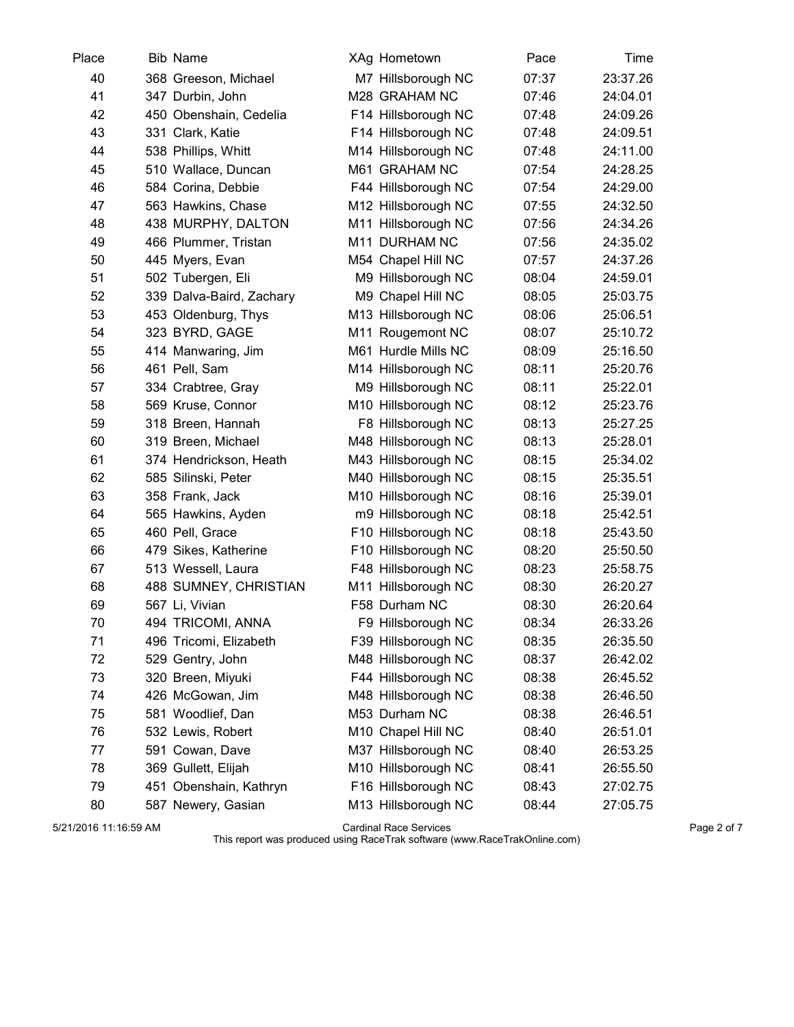| Place | Bib | Name | XAg | Hometown | Pace | Time |
|---|---|---|---|---|---|---|
| 40 | 368 | Greeson, Michael | M7 | Hillsborough NC | 07:37 | 23:37.26 |
| 41 | 347 | Durbin, John | M28 | GRAHAM NC | 07:46 | 24:04.01 |
| 42 | 450 | Obenshain, Cedelia | F14 | Hillsborough NC | 07:48 | 24:09.26 |
| 43 | 331 | Clark, Katie | F14 | Hillsborough NC | 07:48 | 24:09.51 |
| 44 | 538 | Phillips, Whitt | M14 | Hillsborough NC | 07:48 | 24:11.00 |
| 45 | 510 | Wallace, Duncan | M61 | GRAHAM NC | 07:54 | 24:28.25 |
| 46 | 584 | Corina, Debbie | F44 | Hillsborough NC | 07:54 | 24:29.00 |
| 47 | 563 | Hawkins, Chase | M12 | Hillsborough NC | 07:55 | 24:32.50 |
| 48 | 438 | MURPHY, DALTON | M11 | Hillsborough NC | 07:56 | 24:34.26 |
| 49 | 466 | Plummer, Tristan | M11 | DURHAM NC | 07:56 | 24:35.02 |
| 50 | 445 | Myers, Evan | M54 | Chapel Hill NC | 07:57 | 24:37.26 |
| 51 | 502 | Tubergen, Eli | M9 | Hillsborough NC | 08:04 | 24:59.01 |
| 52 | 339 | Dalva-Baird, Zachary | M9 | Chapel Hill NC | 08:05 | 25:03.75 |
| 53 | 453 | Oldenburg, Thys | M13 | Hillsborough NC | 08:06 | 25:06.51 |
| 54 | 323 | BYRD, GAGE | M11 | Rougemont NC | 08:07 | 25:10.72 |
| 55 | 414 | Manwaring, Jim | M61 | Hurdle Mills NC | 08:09 | 25:16.50 |
| 56 | 461 | Pell, Sam | M14 | Hillsborough NC | 08:11 | 25:20.76 |
| 57 | 334 | Crabtree, Gray | M9 | Hillsborough NC | 08:11 | 25:22.01 |
| 58 | 569 | Kruse, Connor | M10 | Hillsborough NC | 08:12 | 25:23.76 |
| 59 | 318 | Breen, Hannah | F8 | Hillsborough NC | 08:13 | 25:27.25 |
| 60 | 319 | Breen, Michael | M48 | Hillsborough NC | 08:13 | 25:28.01 |
| 61 | 374 | Hendrickson, Heath | M43 | Hillsborough NC | 08:15 | 25:34.02 |
| 62 | 585 | Silinski, Peter | M40 | Hillsborough NC | 08:15 | 25:35.51 |
| 63 | 358 | Frank, Jack | M10 | Hillsborough NC | 08:16 | 25:39.01 |
| 64 | 565 | Hawkins, Ayden | m9 | Hillsborough NC | 08:18 | 25:42.51 |
| 65 | 460 | Pell, Grace | F10 | Hillsborough NC | 08:18 | 25:43.50 |
| 66 | 479 | Sikes, Katherine | F10 | Hillsborough NC | 08:20 | 25:50.50 |
| 67 | 513 | Wessell, Laura | F48 | Hillsborough NC | 08:23 | 25:58.75 |
| 68 | 488 | SUMNEY, CHRISTIAN | M11 | Hillsborough NC | 08:30 | 26:20.27 |
| 69 | 567 | Li, Vivian | F58 | Durham NC | 08:30 | 26:20.64 |
| 70 | 494 | TRICOMI, ANNA | F9 | Hillsborough NC | 08:34 | 26:33.26 |
| 71 | 496 | Tricomi, Elizabeth | F39 | Hillsborough NC | 08:35 | 26:35.50 |
| 72 | 529 | Gentry, John | M48 | Hillsborough NC | 08:37 | 26:42.02 |
| 73 | 320 | Breen, Miyuki | F44 | Hillsborough NC | 08:38 | 26:45.52 |
| 74 | 426 | McGowan, Jim | M48 | Hillsborough NC | 08:38 | 26:46.50 |
| 75 | 581 | Woodlief, Dan | M53 | Durham NC | 08:38 | 26:46.51 |
| 76 | 532 | Lewis, Robert | M10 | Chapel Hill NC | 08:40 | 26:51.01 |
| 77 | 591 | Cowan, Dave | M37 | Hillsborough NC | 08:40 | 26:53.25 |
| 78 | 369 | Gullett, Elijah | M10 | Hillsborough NC | 08:41 | 26:55.50 |
| 79 | 451 | Obenshain, Kathryn | F16 | Hillsborough NC | 08:43 | 27:02.75 |
| 80 | 587 | Newery, Gasian | M13 | Hillsborough NC | 08:44 | 27:05.75 |

5/21/2016 11:16:59 AM — Cardinal Race Services

This report was produced using RaceTrak software (www.RaceTrakOnline.com)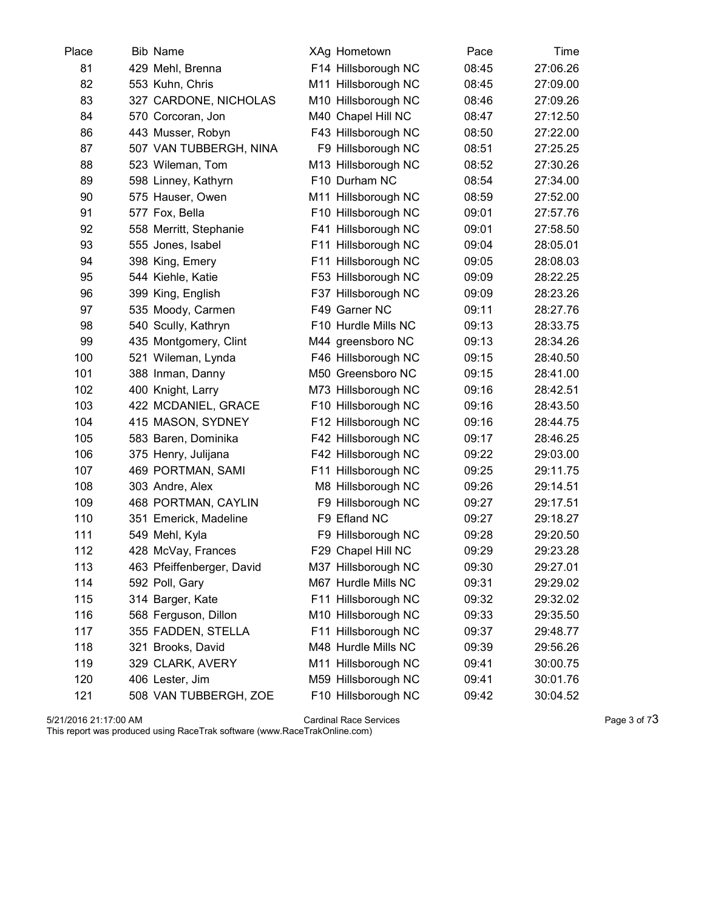| Place | Bib | Name | XAg | Hometown | Pace | Time |
|---|---|---|---|---|---|---|
| 81 | 429 | Mehl, Brenna | F14 | Hillsborough NC | 08:45 | 27:06.26 |
| 82 | 553 | Kuhn, Chris | M11 | Hillsborough NC | 08:45 | 27:09.00 |
| 83 | 327 | CARDONE, NICHOLAS | M10 | Hillsborough NC | 08:46 | 27:09.26 |
| 84 | 570 | Corcoran, Jon | M40 | Chapel Hill NC | 08:47 | 27:12.50 |
| 86 | 443 | Musser, Robyn | F43 | Hillsborough NC | 08:50 | 27:22.00 |
| 87 | 507 | VAN TUBBERGH, NINA | F9 | Hillsborough NC | 08:51 | 27:25.25 |
| 88 | 523 | Wileman, Tom | M13 | Hillsborough NC | 08:52 | 27:30.26 |
| 89 | 598 | Linney, Kathyrn | F10 | Durham NC | 08:54 | 27:34.00 |
| 90 | 575 | Hauser, Owen | M11 | Hillsborough NC | 08:59 | 27:52.00 |
| 91 | 577 | Fox, Bella | F10 | Hillsborough NC | 09:01 | 27:57.76 |
| 92 | 558 | Merritt, Stephanie | F41 | Hillsborough NC | 09:01 | 27:58.50 |
| 93 | 555 | Jones, Isabel | F11 | Hillsborough NC | 09:04 | 28:05.01 |
| 94 | 398 | King, Emery | F11 | Hillsborough NC | 09:05 | 28:08.03 |
| 95 | 544 | Kiehle, Katie | F53 | Hillsborough NC | 09:09 | 28:22.25 |
| 96 | 399 | King, English | F37 | Hillsborough NC | 09:09 | 28:23.26 |
| 97 | 535 | Moody, Carmen | F49 | Garner NC | 09:11 | 28:27.76 |
| 98 | 540 | Scully, Kathryn | F10 | Hurdle Mills NC | 09:13 | 28:33.75 |
| 99 | 435 | Montgomery, Clint | M44 | greensboro NC | 09:13 | 28:34.26 |
| 100 | 521 | Wileman, Lynda | F46 | Hillsborough NC | 09:15 | 28:40.50 |
| 101 | 388 | Inman, Danny | M50 | Greensboro NC | 09:15 | 28:41.00 |
| 102 | 400 | Knight, Larry | M73 | Hillsborough NC | 09:16 | 28:42.51 |
| 103 | 422 | MCDANIEL, GRACE | F10 | Hillsborough NC | 09:16 | 28:43.50 |
| 104 | 415 | MASON, SYDNEY | F12 | Hillsborough NC | 09:16 | 28:44.75 |
| 105 | 583 | Baren, Dominika | F42 | Hillsborough NC | 09:17 | 28:46.25 |
| 106 | 375 | Henry, Julijana | F42 | Hillsborough NC | 09:22 | 29:03.00 |
| 107 | 469 | PORTMAN, SAMI | F11 | Hillsborough NC | 09:25 | 29:11.75 |
| 108 | 303 | Andre, Alex | M8 | Hillsborough NC | 09:26 | 29:14.51 |
| 109 | 468 | PORTMAN, CAYLIN | F9 | Hillsborough NC | 09:27 | 29:17.51 |
| 110 | 351 | Emerick, Madeline | F9 | Efland NC | 09:27 | 29:18.27 |
| 111 | 549 | Mehl, Kyla | F9 | Hillsborough NC | 09:28 | 29:20.50 |
| 112 | 428 | McVay, Frances | F29 | Chapel Hill NC | 09:29 | 29:23.28 |
| 113 | 463 | Pfeiffenberger, David | M37 | Hillsborough NC | 09:30 | 29:27.01 |
| 114 | 592 | Poll, Gary | M67 | Hurdle Mills NC | 09:31 | 29:29.02 |
| 115 | 314 | Barger, Kate | F11 | Hillsborough NC | 09:32 | 29:32.02 |
| 116 | 568 | Ferguson, Dillon | M10 | Hillsborough NC | 09:33 | 29:35.50 |
| 117 | 355 | FADDEN, STELLA | F11 | Hillsborough NC | 09:37 | 29:48.77 |
| 118 | 321 | Brooks, David | M48 | Hurdle Mills NC | 09:39 | 29:56.26 |
| 119 | 329 | CLARK, AVERY | M11 | Hillsborough NC | 09:41 | 30:00.75 |
| 120 | 406 | Lester, Jim | M59 | Hillsborough NC | 09:41 | 30:01.76 |
| 121 | 508 | VAN TUBBERGH, ZOE | F10 | Hillsborough NC | 09:42 | 30:04.52 |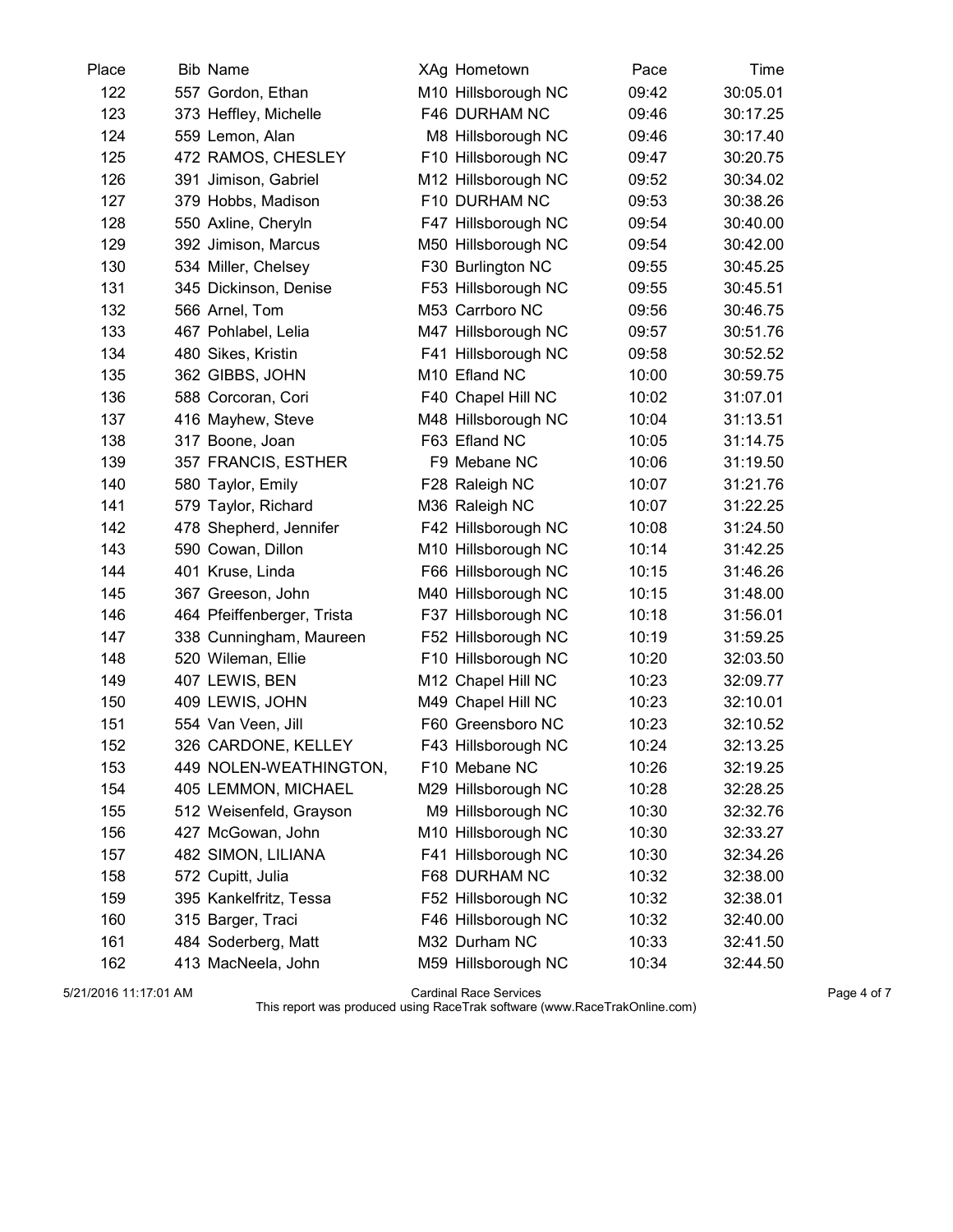| Place | Bib | Name | XAg | Hometown | Pace | Time |
|---|---|---|---|---|---|---|
| 122 | 557 | Gordon, Ethan | M10 | Hillsborough NC | 09:42 | 30:05.01 |
| 123 | 373 | Heffley, Michelle | F46 | DURHAM NC | 09:46 | 30:17.25 |
| 124 | 559 | Lemon, Alan | M8 | Hillsborough NC | 09:46 | 30:17.40 |
| 125 | 472 | RAMOS, CHESLEY | F10 | Hillsborough NC | 09:47 | 30:20.75 |
| 126 | 391 | Jimison, Gabriel | M12 | Hillsborough NC | 09:52 | 30:34.02 |
| 127 | 379 | Hobbs, Madison | F10 | DURHAM NC | 09:53 | 30:38.26 |
| 128 | 550 | Axline, Cheryln | F47 | Hillsborough NC | 09:54 | 30:40.00 |
| 129 | 392 | Jimison, Marcus | M50 | Hillsborough NC | 09:54 | 30:42.00 |
| 130 | 534 | Miller, Chelsey | F30 | Burlington NC | 09:55 | 30:45.25 |
| 131 | 345 | Dickinson, Denise | F53 | Hillsborough NC | 09:55 | 30:45.51 |
| 132 | 566 | Arnel, Tom | M53 | Carrboro NC | 09:56 | 30:46.75 |
| 133 | 467 | Pohlabel, Lelia | M47 | Hillsborough NC | 09:57 | 30:51.76 |
| 134 | 480 | Sikes, Kristin | F41 | Hillsborough NC | 09:58 | 30:52.52 |
| 135 | 362 | GIBBS, JOHN | M10 | Efland NC | 10:00 | 30:59.75 |
| 136 | 588 | Corcoran, Cori | F40 | Chapel Hill NC | 10:02 | 31:07.01 |
| 137 | 416 | Mayhew, Steve | M48 | Hillsborough NC | 10:04 | 31:13.51 |
| 138 | 317 | Boone, Joan | F63 | Efland NC | 10:05 | 31:14.75 |
| 139 | 357 | FRANCIS, ESTHER | F9 | Mebane NC | 10:06 | 31:19.50 |
| 140 | 580 | Taylor, Emily | F28 | Raleigh NC | 10:07 | 31:21.76 |
| 141 | 579 | Taylor, Richard | M36 | Raleigh NC | 10:07 | 31:22.25 |
| 142 | 478 | Shepherd, Jennifer | F42 | Hillsborough NC | 10:08 | 31:24.50 |
| 143 | 590 | Cowan, Dillon | M10 | Hillsborough NC | 10:14 | 31:42.25 |
| 144 | 401 | Kruse, Linda | F66 | Hillsborough NC | 10:15 | 31:46.26 |
| 145 | 367 | Greeson, John | M40 | Hillsborough NC | 10:15 | 31:48.00 |
| 146 | 464 | Pfeiffenberger, Trista | F37 | Hillsborough NC | 10:18 | 31:56.01 |
| 147 | 338 | Cunningham, Maureen | F52 | Hillsborough NC | 10:19 | 31:59.25 |
| 148 | 520 | Wileman, Ellie | F10 | Hillsborough NC | 10:20 | 32:03.50 |
| 149 | 407 | LEWIS, BEN | M12 | Chapel Hill NC | 10:23 | 32:09.77 |
| 150 | 409 | LEWIS, JOHN | M49 | Chapel Hill NC | 10:23 | 32:10.01 |
| 151 | 554 | Van Veen, Jill | F60 | Greensboro NC | 10:23 | 32:10.52 |
| 152 | 326 | CARDONE, KELLEY | F43 | Hillsborough NC | 10:24 | 32:13.25 |
| 153 | 449 | NOLEN-WEATHINGTON, | F10 | Mebane NC | 10:26 | 32:19.25 |
| 154 | 405 | LEMMON, MICHAEL | M29 | Hillsborough NC | 10:28 | 32:28.25 |
| 155 | 512 | Weisenfeld, Grayson | M9 | Hillsborough NC | 10:30 | 32:32.76 |
| 156 | 427 | McGowan, John | M10 | Hillsborough NC | 10:30 | 32:33.27 |
| 157 | 482 | SIMON, LILIANA | F41 | Hillsborough NC | 10:30 | 32:34.26 |
| 158 | 572 | Cupitt, Julia | F68 | DURHAM NC | 10:32 | 32:38.00 |
| 159 | 395 | Kankelfritz, Tessa | F52 | Hillsborough NC | 10:32 | 32:38.01 |
| 160 | 315 | Barger, Traci | F46 | Hillsborough NC | 10:32 | 32:40.00 |
| 161 | 484 | Soderberg, Matt | M32 | Durham NC | 10:33 | 32:41.50 |
| 162 | 413 | MacNeela, John | M59 | Hillsborough NC | 10:34 | 32:44.50 |

5/21/2016 11:17:01 AM — Cardinal Race Services

This report was produced using RaceTrak software (www.RaceTrakOnline.com)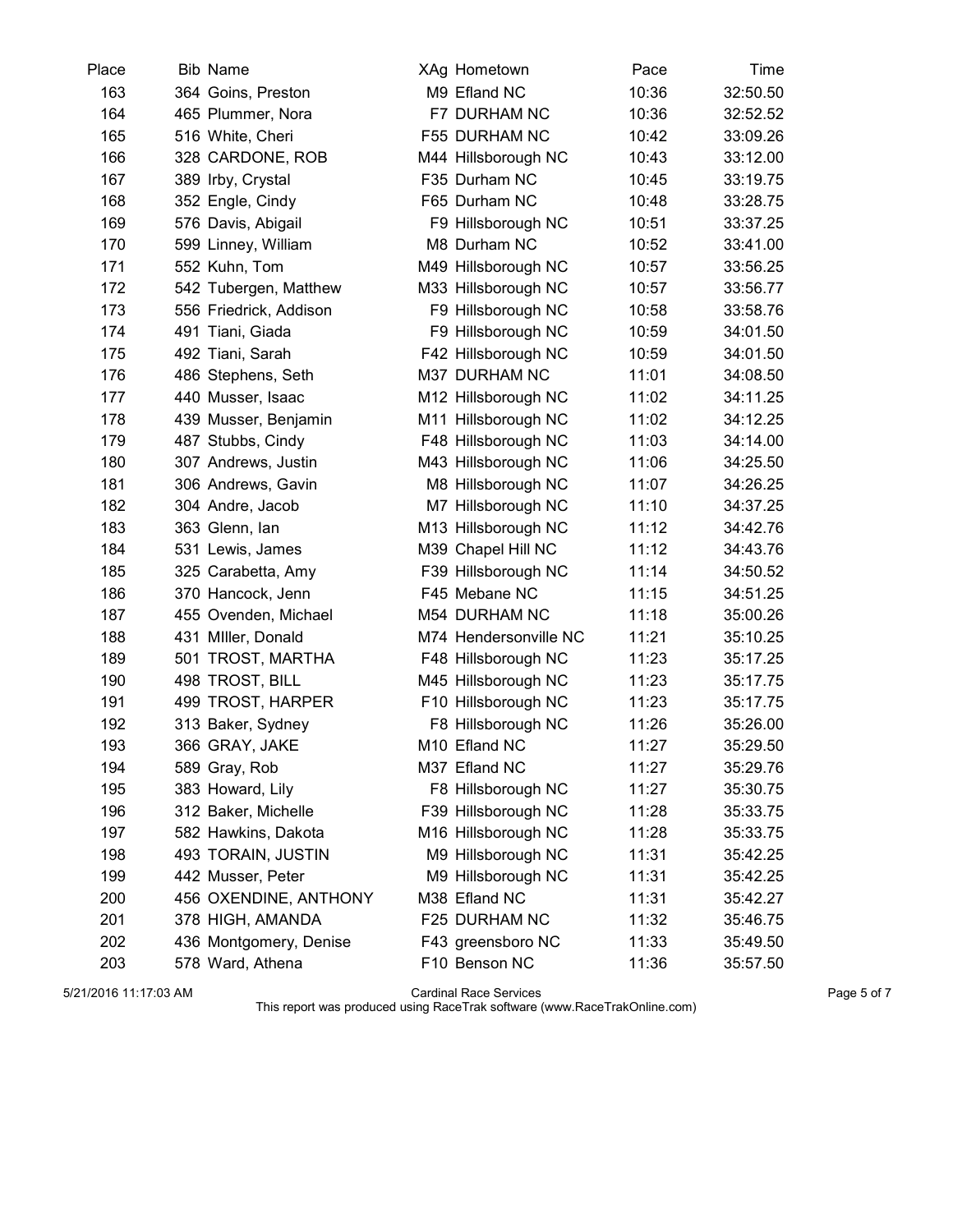| Place | Bib | Name | XAg | Hometown | Pace | Time |
|---|---|---|---|---|---|---|
| 163 | 364 | Goins, Preston | M9 | Efland NC | 10:36 | 32:50.50 |
| 164 | 465 | Plummer, Nora | F7 | DURHAM NC | 10:36 | 32:52.52 |
| 165 | 516 | White, Cheri | F55 | DURHAM NC | 10:42 | 33:09.26 |
| 166 | 328 | CARDONE, ROB | M44 | Hillsborough NC | 10:43 | 33:12.00 |
| 167 | 389 | Irby, Crystal | F35 | Durham NC | 10:45 | 33:19.75 |
| 168 | 352 | Engle, Cindy | F65 | Durham NC | 10:48 | 33:28.75 |
| 169 | 576 | Davis, Abigail | F9 | Hillsborough NC | 10:51 | 33:37.25 |
| 170 | 599 | Linney, William | M8 | Durham NC | 10:52 | 33:41.00 |
| 171 | 552 | Kuhn, Tom | M49 | Hillsborough NC | 10:57 | 33:56.25 |
| 172 | 542 | Tubergen, Matthew | M33 | Hillsborough NC | 10:57 | 33:56.77 |
| 173 | 556 | Friedrick, Addison | F9 | Hillsborough NC | 10:58 | 33:58.76 |
| 174 | 491 | Tiani, Giada | F9 | Hillsborough NC | 10:59 | 34:01.50 |
| 175 | 492 | Tiani, Sarah | F42 | Hillsborough NC | 10:59 | 34:01.50 |
| 176 | 486 | Stephens, Seth | M37 | DURHAM NC | 11:01 | 34:08.50 |
| 177 | 440 | Musser, Isaac | M12 | Hillsborough NC | 11:02 | 34:11.25 |
| 178 | 439 | Musser, Benjamin | M11 | Hillsborough NC | 11:02 | 34:12.25 |
| 179 | 487 | Stubbs, Cindy | F48 | Hillsborough NC | 11:03 | 34:14.00 |
| 180 | 307 | Andrews, Justin | M43 | Hillsborough NC | 11:06 | 34:25.50 |
| 181 | 306 | Andrews, Gavin | M8 | Hillsborough NC | 11:07 | 34:26.25 |
| 182 | 304 | Andre, Jacob | M7 | Hillsborough NC | 11:10 | 34:37.25 |
| 183 | 363 | Glenn, Ian | M13 | Hillsborough NC | 11:12 | 34:42.76 |
| 184 | 531 | Lewis, James | M39 | Chapel Hill NC | 11:12 | 34:43.76 |
| 185 | 325 | Carabetta, Amy | F39 | Hillsborough NC | 11:14 | 34:50.52 |
| 186 | 370 | Hancock, Jenn | F45 | Mebane NC | 11:15 | 34:51.25 |
| 187 | 455 | Ovenden, Michael | M54 | DURHAM NC | 11:18 | 35:00.26 |
| 188 | 431 | MIller, Donald | M74 | Hendersonville NC | 11:21 | 35:10.25 |
| 189 | 501 | TROST, MARTHA | F48 | Hillsborough NC | 11:23 | 35:17.25 |
| 190 | 498 | TROST, BILL | M45 | Hillsborough NC | 11:23 | 35:17.75 |
| 191 | 499 | TROST, HARPER | F10 | Hillsborough NC | 11:23 | 35:17.75 |
| 192 | 313 | Baker, Sydney | F8 | Hillsborough NC | 11:26 | 35:26.00 |
| 193 | 366 | GRAY, JAKE | M10 | Efland NC | 11:27 | 35:29.50 |
| 194 | 589 | Gray, Rob | M37 | Efland NC | 11:27 | 35:29.76 |
| 195 | 383 | Howard, Lily | F8 | Hillsborough NC | 11:27 | 35:30.75 |
| 196 | 312 | Baker, Michelle | F39 | Hillsborough NC | 11:28 | 35:33.75 |
| 197 | 582 | Hawkins, Dakota | M16 | Hillsborough NC | 11:28 | 35:33.75 |
| 198 | 493 | TORAIN, JUSTIN | M9 | Hillsborough NC | 11:31 | 35:42.25 |
| 199 | 442 | Musser, Peter | M9 | Hillsborough NC | 11:31 | 35:42.25 |
| 200 | 456 | OXENDINE, ANTHONY | M38 | Efland NC | 11:31 | 35:42.27 |
| 201 | 378 | HIGH, AMANDA | F25 | DURHAM NC | 11:32 | 35:46.75 |
| 202 | 436 | Montgomery, Denise | F43 | greensboro NC | 11:33 | 35:49.50 |
| 203 | 578 | Ward, Athena | F10 | Benson NC | 11:36 | 35:57.50 |

5/21/2016 11:17:03 AM — Cardinal Race Services

This report was produced using RaceTrak software (www.RaceTrakOnline.com)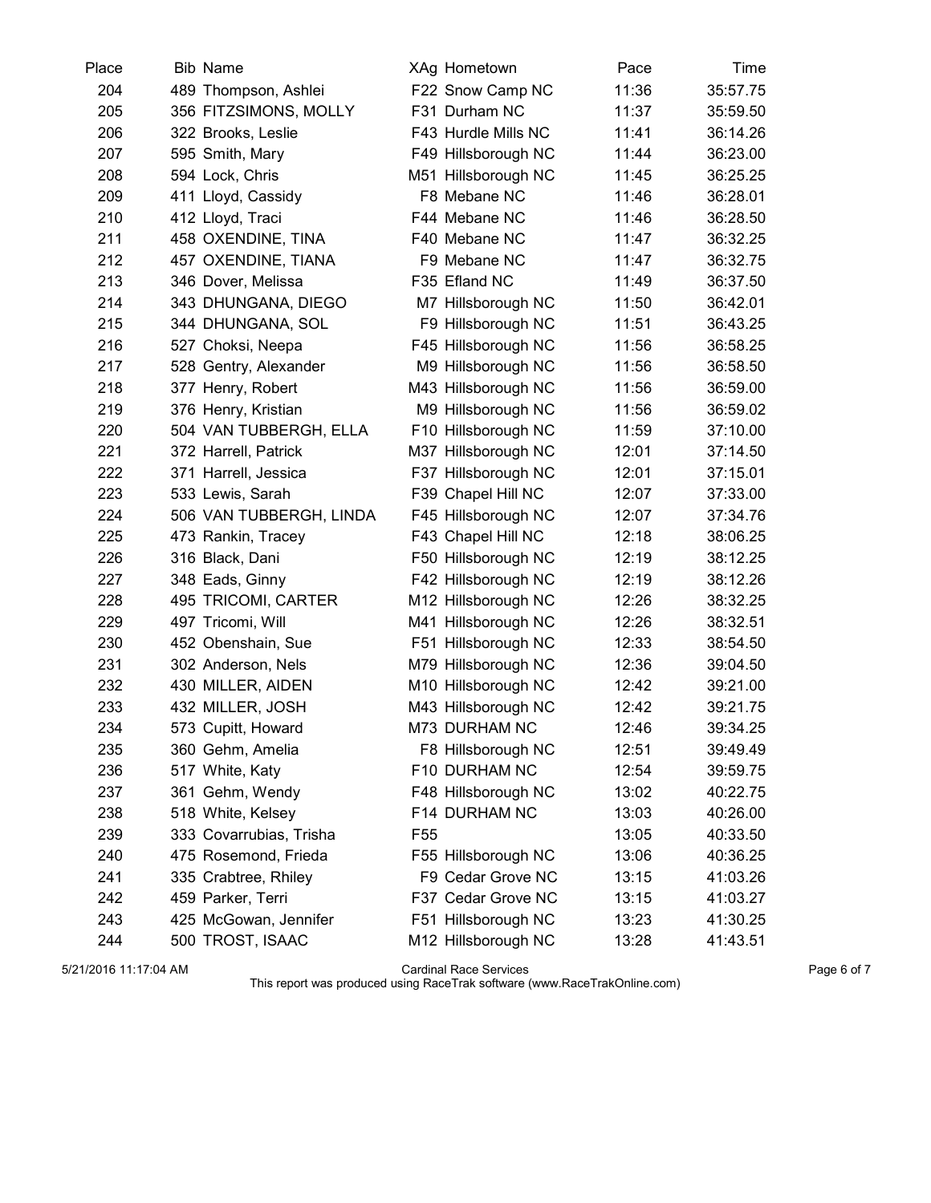| Place | Bib | Name | XAg | Hometown | Pace | Time |
|---|---|---|---|---|---|---|
| 204 | 489 | Thompson, Ashlei | F22 | Snow Camp NC | 11:36 | 35:57.75 |
| 205 | 356 | FITZSIMONS, MOLLY | F31 | Durham NC | 11:37 | 35:59.50 |
| 206 | 322 | Brooks, Leslie | F43 | Hurdle Mills NC | 11:41 | 36:14.26 |
| 207 | 595 | Smith, Mary | F49 | Hillsborough NC | 11:44 | 36:23.00 |
| 208 | 594 | Lock, Chris | M51 | Hillsborough NC | 11:45 | 36:25.25 |
| 209 | 411 | Lloyd, Cassidy | F8 | Mebane NC | 11:46 | 36:28.01 |
| 210 | 412 | Lloyd, Traci | F44 | Mebane NC | 11:46 | 36:28.50 |
| 211 | 458 | OXENDINE, TINA | F40 | Mebane NC | 11:47 | 36:32.25 |
| 212 | 457 | OXENDINE, TIANA | F9 | Mebane NC | 11:47 | 36:32.75 |
| 213 | 346 | Dover, Melissa | F35 | Efland NC | 11:49 | 36:37.50 |
| 214 | 343 | DHUNGANA, DIEGO | M7 | Hillsborough NC | 11:50 | 36:42.01 |
| 215 | 344 | DHUNGANA, SOL | F9 | Hillsborough NC | 11:51 | 36:43.25 |
| 216 | 527 | Choksi, Neepa | F45 | Hillsborough NC | 11:56 | 36:58.25 |
| 217 | 528 | Gentry, Alexander | M9 | Hillsborough NC | 11:56 | 36:58.50 |
| 218 | 377 | Henry, Robert | M43 | Hillsborough NC | 11:56 | 36:59.00 |
| 219 | 376 | Henry, Kristian | M9 | Hillsborough NC | 11:56 | 36:59.02 |
| 220 | 504 | VAN TUBBERGH, ELLA | F10 | Hillsborough NC | 11:59 | 37:10.00 |
| 221 | 372 | Harrell, Patrick | M37 | Hillsborough NC | 12:01 | 37:14.50 |
| 222 | 371 | Harrell, Jessica | F37 | Hillsborough NC | 12:01 | 37:15.01 |
| 223 | 533 | Lewis, Sarah | F39 | Chapel Hill NC | 12:07 | 37:33.00 |
| 224 | 506 | VAN TUBBERGH, LINDA | F45 | Hillsborough NC | 12:07 | 37:34.76 |
| 225 | 473 | Rankin, Tracey | F43 | Chapel Hill NC | 12:18 | 38:06.25 |
| 226 | 316 | Black, Dani | F50 | Hillsborough NC | 12:19 | 38:12.25 |
| 227 | 348 | Eads, Ginny | F42 | Hillsborough NC | 12:19 | 38:12.26 |
| 228 | 495 | TRICOMI, CARTER | M12 | Hillsborough NC | 12:26 | 38:32.25 |
| 229 | 497 | Tricomi, Will | M41 | Hillsborough NC | 12:26 | 38:32.51 |
| 230 | 452 | Obenshain, Sue | F51 | Hillsborough NC | 12:33 | 38:54.50 |
| 231 | 302 | Anderson, Nels | M79 | Hillsborough NC | 12:36 | 39:04.50 |
| 232 | 430 | MILLER, AIDEN | M10 | Hillsborough NC | 12:42 | 39:21.00 |
| 233 | 432 | MILLER, JOSH | M43 | Hillsborough NC | 12:42 | 39:21.75 |
| 234 | 573 | Cupitt, Howard | M73 | DURHAM NC | 12:46 | 39:34.25 |
| 235 | 360 | Gehm, Amelia | F8 | Hillsborough NC | 12:51 | 39:49.49 |
| 236 | 517 | White, Katy | F10 | DURHAM NC | 12:54 | 39:59.75 |
| 237 | 361 | Gehm, Wendy | F48 | Hillsborough NC | 13:02 | 40:22.75 |
| 238 | 518 | White, Kelsey | F14 | DURHAM NC | 13:03 | 40:26.00 |
| 239 | 333 | Covarrubias, Trisha | F55 | | 13:05 | 40:33.50 |
| 240 | 475 | Rosemond, Frieda | F55 | Hillsborough NC | 13:06 | 40:36.25 |
| 241 | 335 | Crabtree, Rhiley | F9 | Cedar Grove NC | 13:15 | 41:03.26 |
| 242 | 459 | Parker, Terri | F37 | Cedar Grove NC | 13:15 | 41:03.27 |
| 243 | 425 | McGowan, Jennifer | F51 | Hillsborough NC | 13:23 | 41:30.25 |
| 244 | 500 | TROST, ISAAC | M12 | Hillsborough NC | 13:28 | 41:43.51 |

5/21/2016 11:17:04 AM Cardinal Race Services

This report was produced using RaceTrak software (www.RaceTrakOnline.com)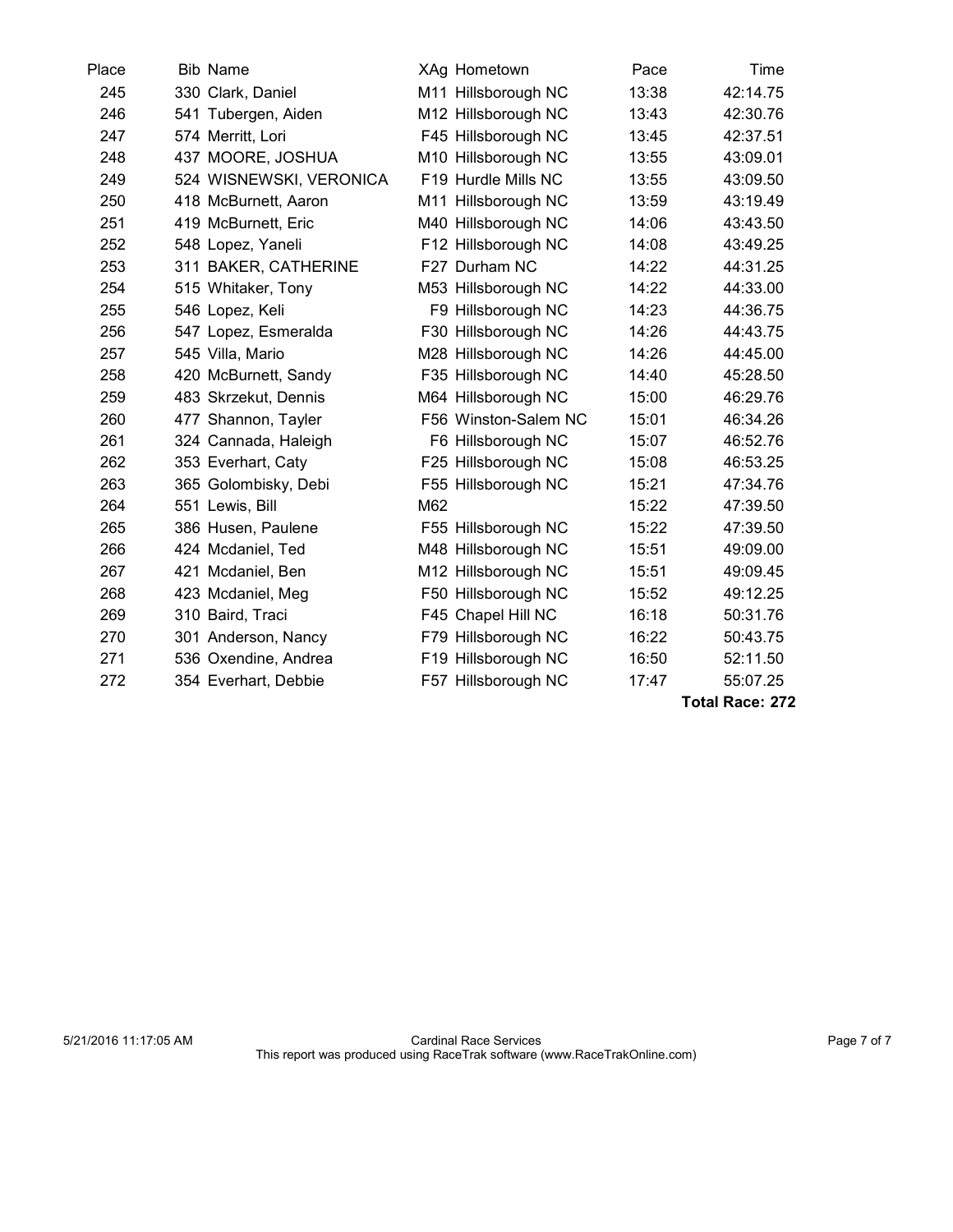| Place | Bib | Name | XAg | Hometown | Pace | Time |
|---|---|---|---|---|---|---|
| 245 | 330 | Clark, Daniel | M11 | Hillsborough NC | 13:38 | 42:14.75 |
| 246 | 541 | Tubergen, Aiden | M12 | Hillsborough NC | 13:43 | 42:30.76 |
| 247 | 574 | Merritt, Lori | F45 | Hillsborough NC | 13:45 | 42:37.51 |
| 248 | 437 | MOORE, JOSHUA | M10 | Hillsborough NC | 13:55 | 43:09.01 |
| 249 | 524 | WISNEWSKI, VERONICA | F19 | Hurdle Mills NC | 13:55 | 43:09.50 |
| 250 | 418 | McBurnett, Aaron | M11 | Hillsborough NC | 13:59 | 43:19.49 |
| 251 | 419 | McBurnett, Eric | M40 | Hillsborough NC | 14:06 | 43:43.50 |
| 252 | 548 | Lopez, Yaneli | F12 | Hillsborough NC | 14:08 | 43:49.25 |
| 253 | 311 | BAKER, CATHERINE | F27 | Durham NC | 14:22 | 44:31.25 |
| 254 | 515 | Whitaker, Tony | M53 | Hillsborough NC | 14:22 | 44:33.00 |
| 255 | 546 | Lopez, Keli | F9 | Hillsborough NC | 14:23 | 44:36.75 |
| 256 | 547 | Lopez, Esmeralda | F30 | Hillsborough NC | 14:26 | 44:43.75 |
| 257 | 545 | Villa, Mario | M28 | Hillsborough NC | 14:26 | 44:45.00 |
| 258 | 420 | McBurnett, Sandy | F35 | Hillsborough NC | 14:40 | 45:28.50 |
| 259 | 483 | Skrzekut, Dennis | M64 | Hillsborough NC | 15:00 | 46:29.76 |
| 260 | 477 | Shannon, Tayler | F56 | Winston-Salem NC | 15:01 | 46:34.26 |
| 261 | 324 | Cannada, Haleigh | F6 | Hillsborough NC | 15:07 | 46:52.76 |
| 262 | 353 | Everhart, Caty | F25 | Hillsborough NC | 15:08 | 46:53.25 |
| 263 | 365 | Golombisky, Debi | F55 | Hillsborough NC | 15:21 | 47:34.76 |
| 264 | 551 | Lewis, Bill | M62 | | 15:22 | 47:39.50 |
| 265 | 386 | Husen, Paulene | F55 | Hillsborough NC | 15:22 | 47:39.50 |
| 266 | 424 | Mcdaniel, Ted | M48 | Hillsborough NC | 15:51 | 49:09.00 |
| 267 | 421 | Mcdaniel, Ben | M12 | Hillsborough NC | 15:51 | 49:09.45 |
| 268 | 423 | Mcdaniel, Meg | F50 | Hillsborough NC | 15:52 | 49:12.25 |
| 269 | 310 | Baird, Traci | F45 | Chapel Hill NC | 16:18 | 50:31.76 |
| 270 | 301 | Anderson, Nancy | F79 | Hillsborough NC | 16:22 | 50:43.75 |
| 271 | 536 | Oxendine, Andrea | F19 | Hillsborough NC | 16:50 | 52:11.50 |
| 272 | 354 | Everhart, Debbie | F57 | Hillsborough NC | 17:47 | 55:07.25 |

**Total Race: 272**

5/21/2016 11:17:05 AM Cardinal Race Services
This report was produced using RaceTrak software (www.RaceTrakOnline.com)